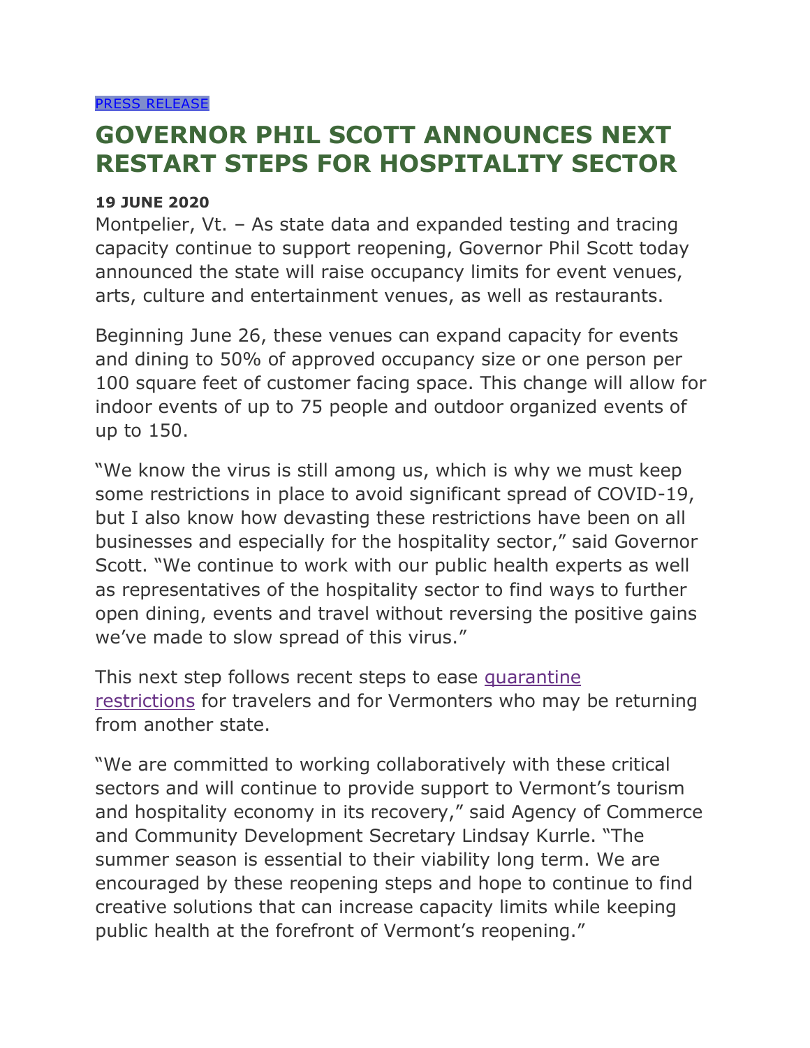[PRESS RELEASE]

# GOVERNOR PHIL SCOTT ANNOUNCES NEXT RESTART STEPS FOR HOSPITALITY SECTOR

**19 JUNE 2020**

Montpelier, Vt. – As state data and expanded testing and tracing capacity continue to support reopening, Governor Phil Scott today announced the state will raise occupancy limits for event venues, arts, culture and entertainment venues, as well as restaurants.

Beginning June 26, these venues can expand capacity for events and dining to 50% of approved occupancy size or one person per 100 square feet of customer facing space. This change will allow for indoor events of up to 75 people and outdoor organized events of up to 150.

"We know the virus is still among us, which is why we must keep some restrictions in place to avoid significant spread of COVID-19, but I also know how devasting these restrictions have been on all businesses and especially for the hospitality sector," said Governor Scott. "We continue to work with our public health experts as well as representatives of the hospitality sector to find ways to further open dining, events and travel without reversing the positive gains we've made to slow spread of this virus."

This next step follows recent steps to ease [quarantine restrictions] for travelers and for Vermonters who may be returning from another state.

"We are committed to working collaboratively with these critical sectors and will continue to provide support to Vermont's tourism and hospitality economy in its recovery," said Agency of Commerce and Community Development Secretary Lindsay Kurrle. "The summer season is essential to their viability long term. We are encouraged by these reopening steps and hope to continue to find creative solutions that can increase capacity limits while keeping public health at the forefront of Vermont's reopening."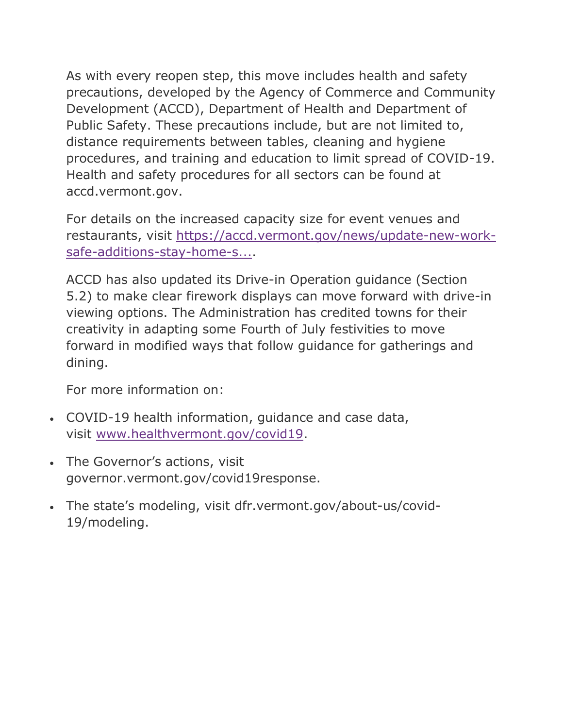As with every reopen step, this move includes health and safety precautions, developed by the Agency of Commerce and Community Development (ACCD), Department of Health and Department of Public Safety. These precautions include, but are not limited to, distance requirements between tables, cleaning and hygiene procedures, and training and education to limit spread of COVID-19. Health and safety procedures for all sectors can be found at accd.vermont.gov.

For details on the increased capacity size for event venues and restaurants, visit [https://accd.vermont.gov/news/update-new-work-safe-additions-stay-home-s...](https://accd.vermont.gov/news/update-new-work-safe-additions-stay-home-s...).

ACCD has also updated its Drive-in Operation guidance (Section 5.2) to make clear firework displays can move forward with drive-in viewing options. The Administration has credited towns for their creativity in adapting some Fourth of July festivities to move forward in modified ways that follow guidance for gatherings and dining.

For more information on:

- COVID-19 health information, guidance and case data, visit [www.healthvermont.gov/covid19](www.healthvermont.gov/covid19).
- The Governor's actions, visit governor.vermont.gov/covid19response.
- The state's modeling, visit dfr.vermont.gov/about-us/covid-19/modeling.